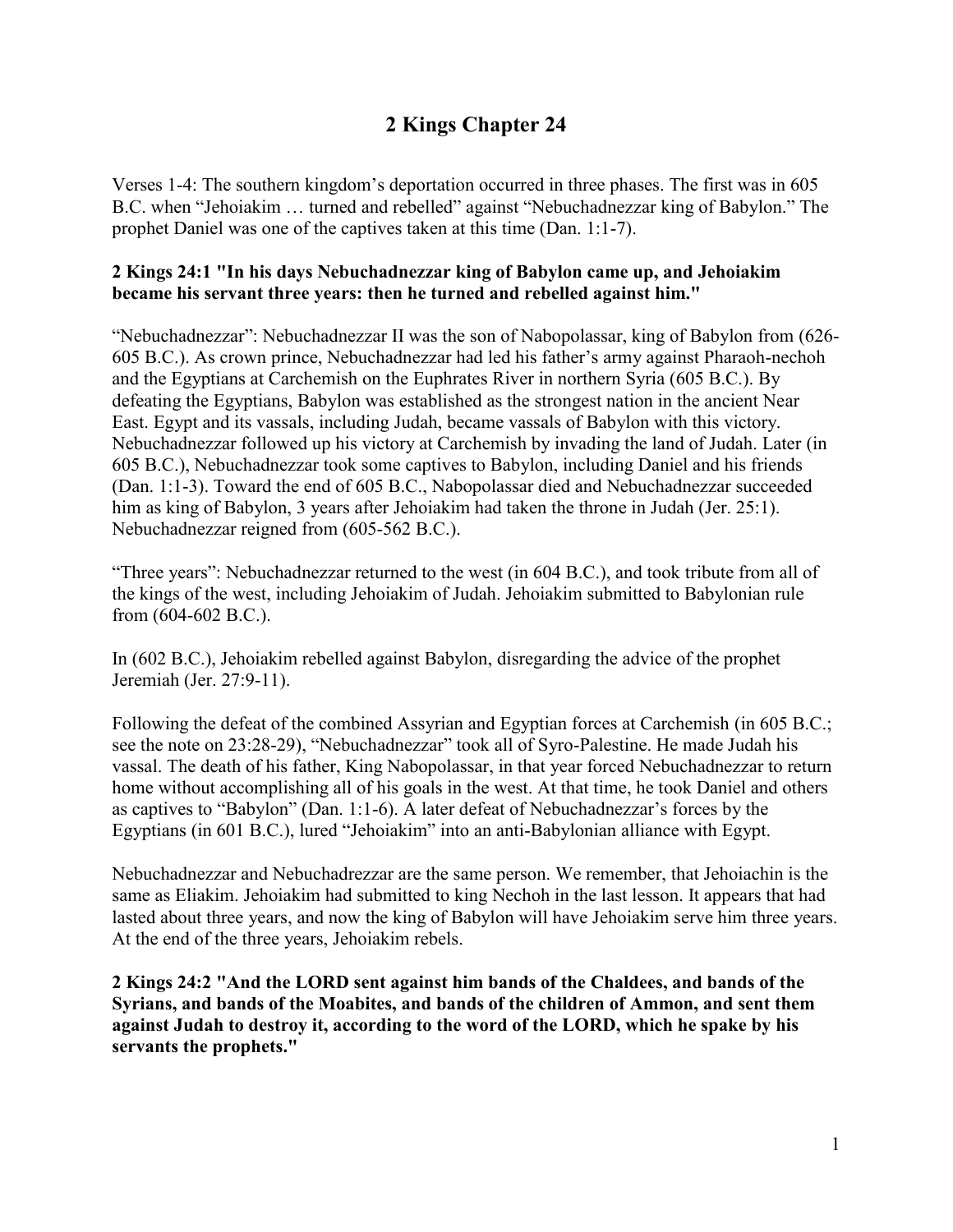# 2 Kings Chapter 24

Verses 1-4: The southern kingdom's deportation occurred in three phases. The first was in 605 B.C. when "Jehoiakim … turned and rebelled" against "Nebuchadnezzar king of Babylon." The prophet Daniel was one of the captives taken at this time (Dan. 1:1-7).

**2 Kings 24:1 "In his days Nebuchadnezzar king of Babylon came up, and Jehoiakim became his servant three years: then he turned and rebelled against him."**

"Nebuchadnezzar": Nebuchadnezzar II was the son of Nabopolassar, king of Babylon from (626-605 B.C.). As crown prince, Nebuchadnezzar had led his father's army against Pharaoh-nechoh and the Egyptians at Carchemish on the Euphrates River in northern Syria (605 B.C.). By defeating the Egyptians, Babylon was established as the strongest nation in the ancient Near East. Egypt and its vassals, including Judah, became vassals of Babylon with this victory. Nebuchadnezzar followed up his victory at Carchemish by invading the land of Judah. Later (in 605 B.C.), Nebuchadnezzar took some captives to Babylon, including Daniel and his friends (Dan. 1:1-3). Toward the end of 605 B.C., Nabopolassar died and Nebuchadnezzar succeeded him as king of Babylon, 3 years after Jehoiakim had taken the throne in Judah (Jer. 25:1). Nebuchadnezzar reigned from (605-562 B.C.).

"Three years": Nebuchadnezzar returned to the west (in 604 B.C.), and took tribute from all of the kings of the west, including Jehoiakim of Judah. Jehoiakim submitted to Babylonian rule from (604-602 B.C.).

In (602 B.C.), Jehoiakim rebelled against Babylon, disregarding the advice of the prophet Jeremiah (Jer. 27:9-11).

Following the defeat of the combined Assyrian and Egyptian forces at Carchemish (in 605 B.C.; see the note on 23:28-29), "Nebuchadnezzar" took all of Syro-Palestine. He made Judah his vassal. The death of his father, King Nabopolassar, in that year forced Nebuchadnezzar to return home without accomplishing all of his goals in the west. At that time, he took Daniel and others as captives to "Babylon" (Dan. 1:1-6). A later defeat of Nebuchadnezzar's forces by the Egyptians (in 601 B.C.), lured "Jehoiakim" into an anti-Babylonian alliance with Egypt.

Nebuchadnezzar and Nebuchadrezzar are the same person. We remember, that Jehoiachin is the same as Eliakim. Jehoiakim had submitted to king Nechoh in the last lesson. It appears that had lasted about three years, and now the king of Babylon will have Jehoiakim serve him three years. At the end of the three years, Jehoiakim rebels.

**2 Kings 24:2 "And the LORD sent against him bands of the Chaldees, and bands of the Syrians, and bands of the Moabites, and bands of the children of Ammon, and sent them against Judah to destroy it, according to the word of the LORD, which he spake by his servants the prophets."**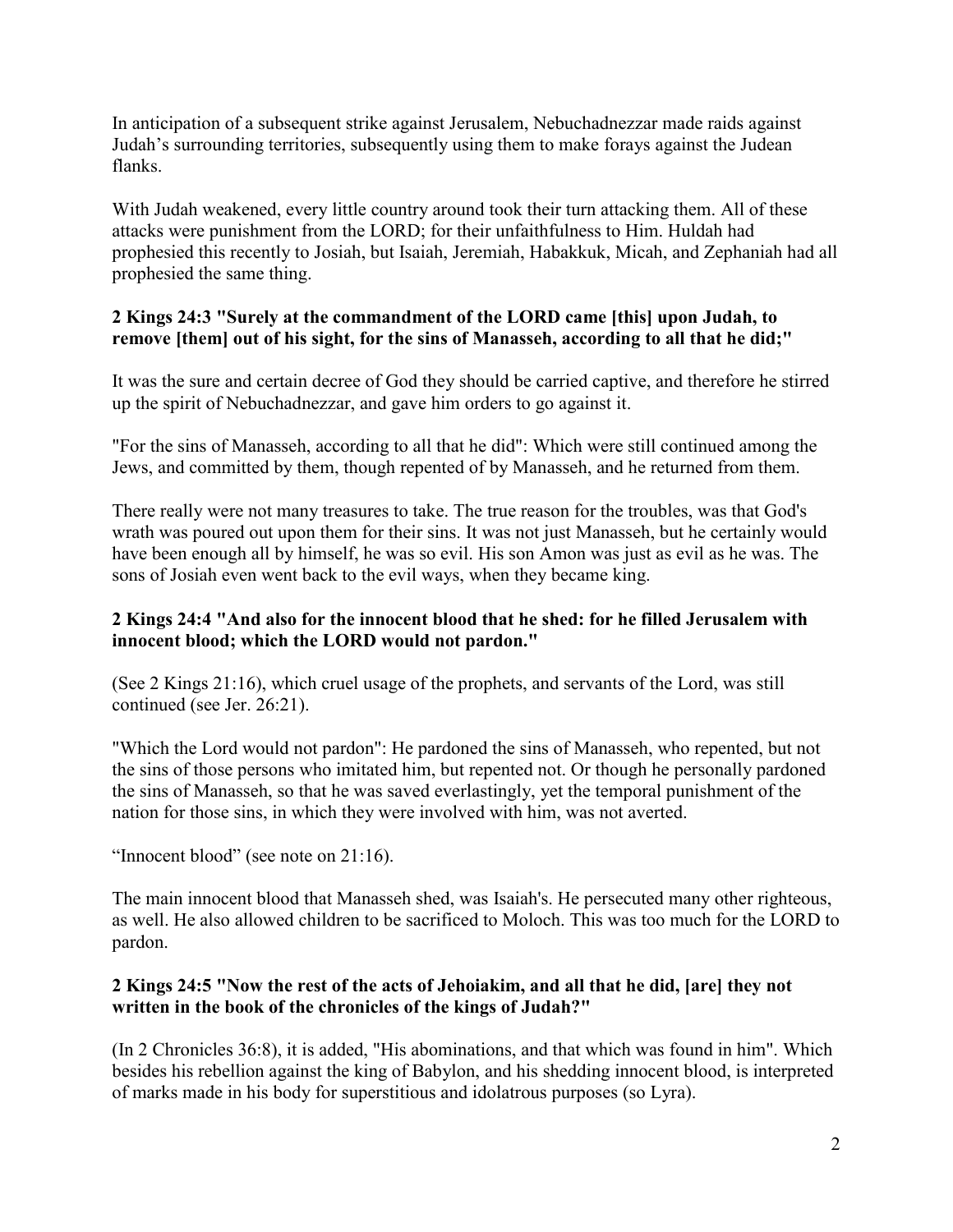In anticipation of a subsequent strike against Jerusalem, Nebuchadnezzar made raids against Judah's surrounding territories, subsequently using them to make forays against the Judean flanks.

With Judah weakened, every little country around took their turn attacking them. All of these attacks were punishment from the LORD; for their unfaithfulness to Him. Huldah had prophesied this recently to Josiah, but Isaiah, Jeremiah, Habakkuk, Micah, and Zephaniah had all prophesied the same thing.

**2 Kings 24:3 "Surely at the commandment of the LORD came [this] upon Judah, to remove [them] out of his sight, for the sins of Manasseh, according to all that he did;"**

It was the sure and certain decree of God they should be carried captive, and therefore he stirred up the spirit of Nebuchadnezzar, and gave him orders to go against it.

"For the sins of Manasseh, according to all that he did": Which were still continued among the Jews, and committed by them, though repented of by Manasseh, and he returned from them.

There really were not many treasures to take. The true reason for the troubles, was that God's wrath was poured out upon them for their sins. It was not just Manasseh, but he certainly would have been enough all by himself, he was so evil. His son Amon was just as evil as he was. The sons of Josiah even went back to the evil ways, when they became king.

**2 Kings 24:4 "And also for the innocent blood that he shed: for he filled Jerusalem with innocent blood; which the LORD would not pardon."**

(See 2 Kings 21:16), which cruel usage of the prophets, and servants of the Lord, was still continued (see Jer. 26:21).

"Which the Lord would not pardon": He pardoned the sins of Manasseh, who repented, but not the sins of those persons who imitated him, but repented not. Or though he personally pardoned the sins of Manasseh, so that he was saved everlastingly, yet the temporal punishment of the nation for those sins, in which they were involved with him, was not averted.

"Innocent blood" (see note on 21:16).

The main innocent blood that Manasseh shed, was Isaiah's. He persecuted many other righteous, as well. He also allowed children to be sacrificed to Moloch. This was too much for the LORD to pardon.

**2 Kings 24:5 "Now the rest of the acts of Jehoiakim, and all that he did, [are] they not written in the book of the chronicles of the kings of Judah?"**

(In 2 Chronicles 36:8), it is added, "His abominations, and that which was found in him". Which besides his rebellion against the king of Babylon, and his shedding innocent blood, is interpreted of marks made in his body for superstitious and idolatrous purposes (so Lyra).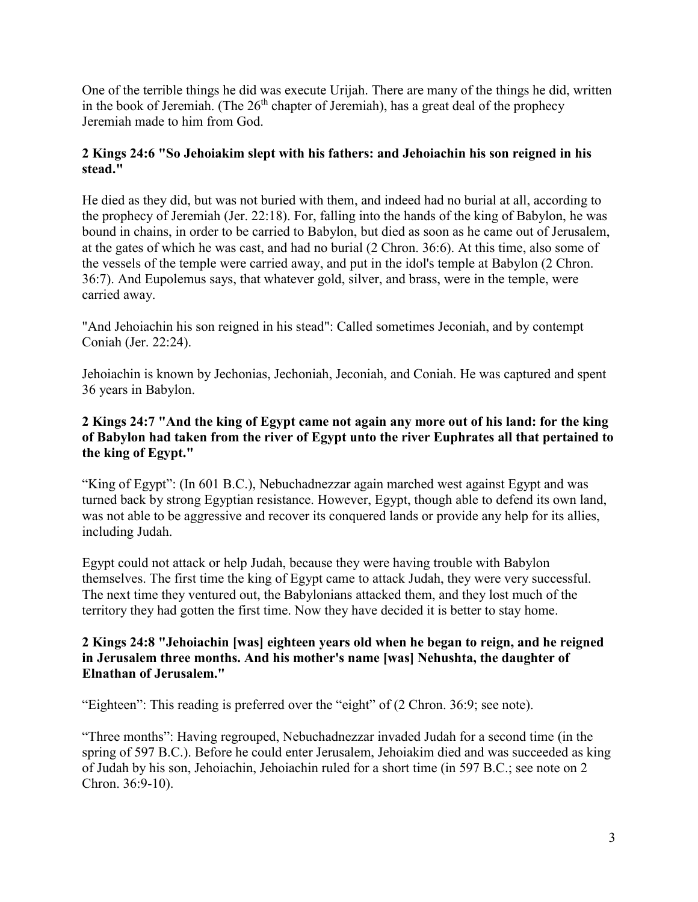One of the terrible things he did was execute Urijah. There are many of the things he did, written in the book of Jeremiah. (The 26th chapter of Jeremiah), has a great deal of the prophecy Jeremiah made to him from God.

**2 Kings 24:6 "So Jehoiakim slept with his fathers: and Jehoiachin his son reigned in his stead."**

He died as they did, but was not buried with them, and indeed had no burial at all, according to the prophecy of Jeremiah (Jer. 22:18). For, falling into the hands of the king of Babylon, he was bound in chains, in order to be carried to Babylon, but died as soon as he came out of Jerusalem, at the gates of which he was cast, and had no burial (2 Chron. 36:6). At this time, also some of the vessels of the temple were carried away, and put in the idol's temple at Babylon (2 Chron. 36:7). And Eupolemus says, that whatever gold, silver, and brass, were in the temple, were carried away.

"And Jehoiachin his son reigned in his stead": Called sometimes Jeconiah, and by contempt Coniah (Jer. 22:24).

Jehoiachin is known by Jechonias, Jechoniah, Jeconiah, and Coniah. He was captured and spent 36 years in Babylon.

**2 Kings 24:7 "And the king of Egypt came not again any more out of his land: for the king of Babylon had taken from the river of Egypt unto the river Euphrates all that pertained to the king of Egypt."**

"King of Egypt": (In 601 B.C.), Nebuchadnezzar again marched west against Egypt and was turned back by strong Egyptian resistance. However, Egypt, though able to defend its own land, was not able to be aggressive and recover its conquered lands or provide any help for its allies, including Judah.

Egypt could not attack or help Judah, because they were having trouble with Babylon themselves. The first time the king of Egypt came to attack Judah, they were very successful. The next time they ventured out, the Babylonians attacked them, and they lost much of the territory they had gotten the first time. Now they have decided it is better to stay home.

**2 Kings 24:8 "Jehoiachin [was] eighteen years old when he began to reign, and he reigned in Jerusalem three months. And his mother's name [was] Nehushta, the daughter of Elnathan of Jerusalem."**

"Eighteen": This reading is preferred over the "eight" of (2 Chron. 36:9; see note).

"Three months": Having regrouped, Nebuchadnezzar invaded Judah for a second time (in the spring of 597 B.C.). Before he could enter Jerusalem, Jehoiakim died and was succeeded as king of Judah by his son, Jehoiachin, Jehoiachin ruled for a short time (in 597 B.C.; see note on 2 Chron. 36:9-10).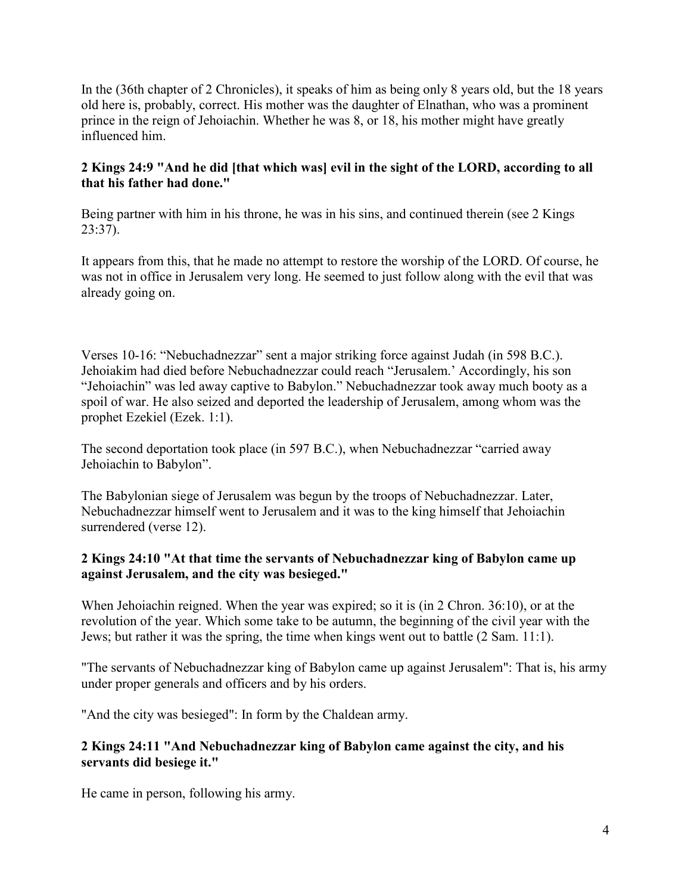In the (36th chapter of 2 Chronicles), it speaks of him as being only 8 years old, but the 18 years old here is, probably, correct. His mother was the daughter of Elnathan, who was a prominent prince in the reign of Jehoiachin. Whether he was 8, or 18, his mother might have greatly influenced him.

**2 Kings 24:9 "And he did [that which was] evil in the sight of the LORD, according to all that his father had done."**

Being partner with him in his throne, he was in his sins, and continued therein (see 2 Kings 23:37).

It appears from this, that he made no attempt to restore the worship of the LORD. Of course, he was not in office in Jerusalem very long. He seemed to just follow along with the evil that was already going on.

Verses 10-16: "Nebuchadnezzar" sent a major striking force against Judah (in 598 B.C.). Jehoiakim had died before Nebuchadnezzar could reach "Jerusalem.' Accordingly, his son "Jehoiachin" was led away captive to Babylon." Nebuchadnezzar took away much booty as a spoil of war. He also seized and deported the leadership of Jerusalem, among whom was the prophet Ezekiel (Ezek. 1:1).

The second deportation took place (in 597 B.C.), when Nebuchadnezzar "carried away Jehoiachin to Babylon".

The Babylonian siege of Jerusalem was begun by the troops of Nebuchadnezzar. Later, Nebuchadnezzar himself went to Jerusalem and it was to the king himself that Jehoiachin surrendered (verse 12).

**2 Kings 24:10 "At that time the servants of Nebuchadnezzar king of Babylon came up against Jerusalem, and the city was besieged."**

When Jehoiachin reigned. When the year was expired; so it is (in 2 Chron. 36:10), or at the revolution of the year. Which some take to be autumn, the beginning of the civil year with the Jews; but rather it was the spring, the time when kings went out to battle (2 Sam. 11:1).

"The servants of Nebuchadnezzar king of Babylon came up against Jerusalem": That is, his army under proper generals and officers and by his orders.

"And the city was besieged": In form by the Chaldean army.

**2 Kings 24:11 "And Nebuchadnezzar king of Babylon came against the city, and his servants did besiege it."**

He came in person, following his army.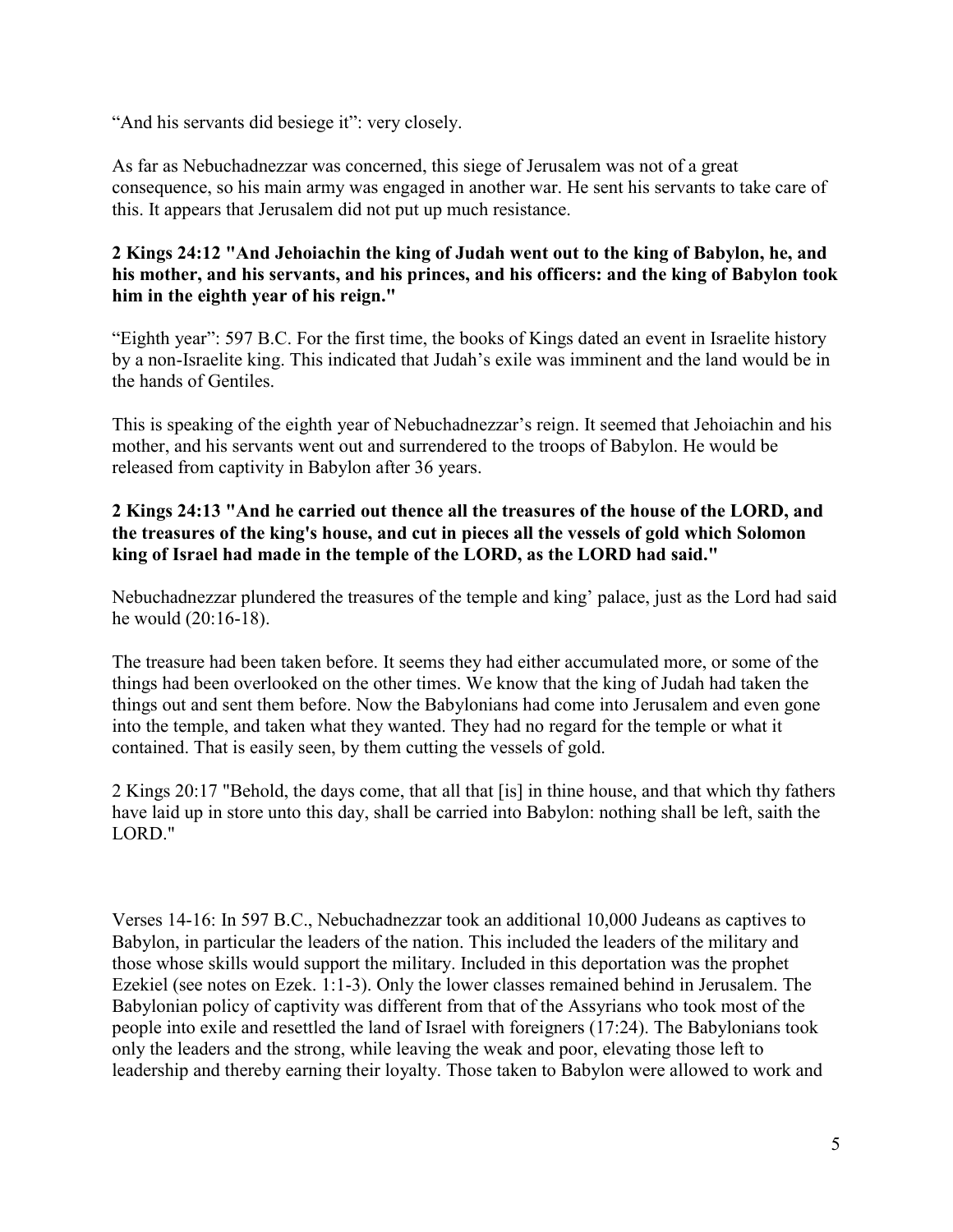"And his servants did besiege it": very closely.

As far as Nebuchadnezzar was concerned, this siege of Jerusalem was not of a great consequence, so his main army was engaged in another war. He sent his servants to take care of this. It appears that Jerusalem did not put up much resistance.

**2 Kings 24:12 "And Jehoiachin the king of Judah went out to the king of Babylon, he, and his mother, and his servants, and his princes, and his officers: and the king of Babylon took him in the eighth year of his reign."**

"Eighth year": 597 B.C. For the first time, the books of Kings dated an event in Israelite history by a non-Israelite king. This indicated that Judah's exile was imminent and the land would be in the hands of Gentiles.

This is speaking of the eighth year of Nebuchadnezzar's reign. It seemed that Jehoiachin and his mother, and his servants went out and surrendered to the troops of Babylon. He would be released from captivity in Babylon after 36 years.

**2 Kings 24:13 "And he carried out thence all the treasures of the house of the LORD, and the treasures of the king's house, and cut in pieces all the vessels of gold which Solomon king of Israel had made in the temple of the LORD, as the LORD had said."**

Nebuchadnezzar plundered the treasures of the temple and king' palace, just as the Lord had said he would (20:16-18).

The treasure had been taken before. It seems they had either accumulated more, or some of the things had been overlooked on the other times. We know that the king of Judah had taken the things out and sent them before. Now the Babylonians had come into Jerusalem and even gone into the temple, and taken what they wanted. They had no regard for the temple or what it contained. That is easily seen, by them cutting the vessels of gold.

2 Kings 20:17 "Behold, the days come, that all that [is] in thine house, and that which thy fathers have laid up in store unto this day, shall be carried into Babylon: nothing shall be left, saith the LORD."

Verses 14-16: In 597 B.C., Nebuchadnezzar took an additional 10,000 Judeans as captives to Babylon, in particular the leaders of the nation. This included the leaders of the military and those whose skills would support the military. Included in this deportation was the prophet Ezekiel (see notes on Ezek. 1:1-3). Only the lower classes remained behind in Jerusalem. The Babylonian policy of captivity was different from that of the Assyrians who took most of the people into exile and resettled the land of Israel with foreigners (17:24). The Babylonians took only the leaders and the strong, while leaving the weak and poor, elevating those left to leadership and thereby earning their loyalty. Those taken to Babylon were allowed to work and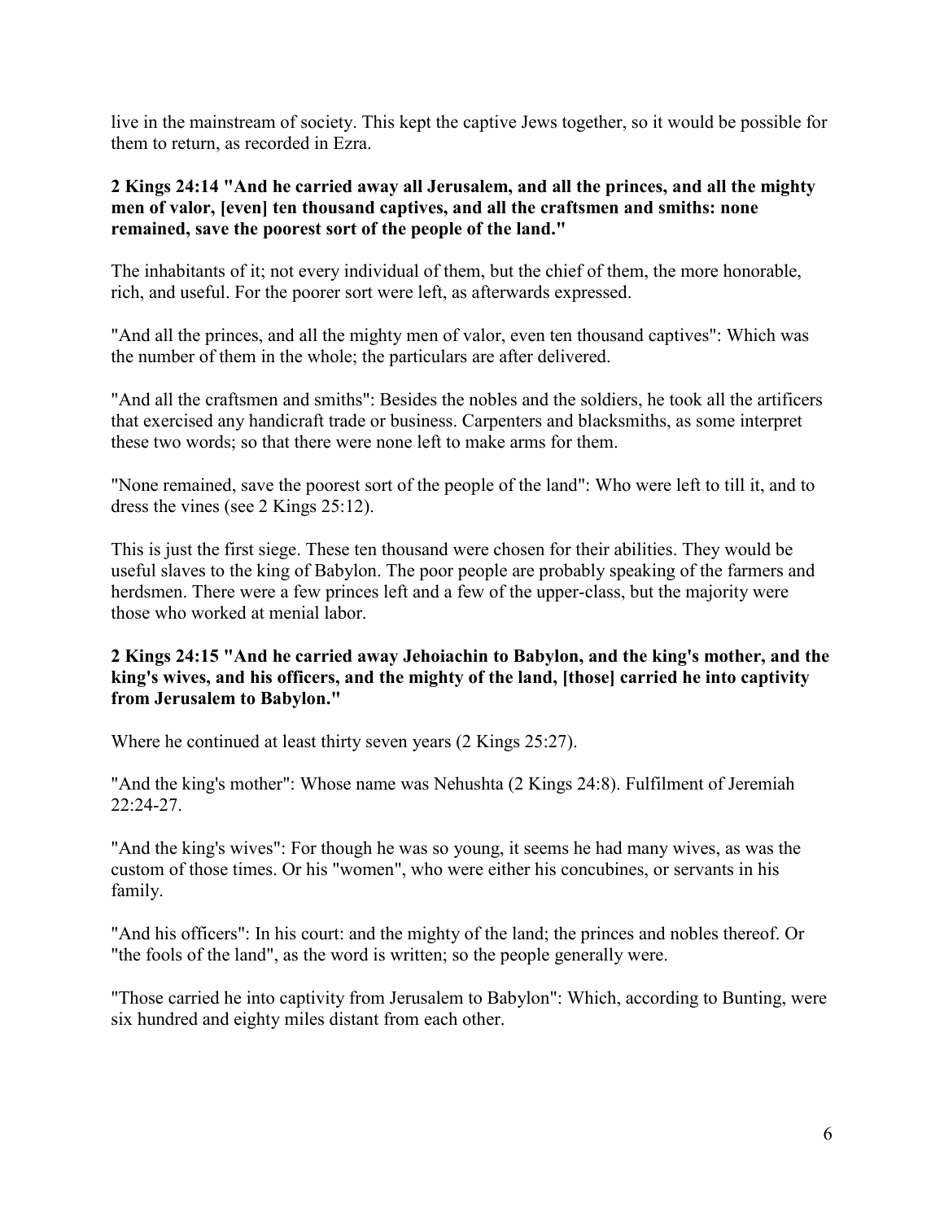live in the mainstream of society. This kept the captive Jews together, so it would be possible for them to return, as recorded in Ezra.

**2 Kings 24:14 "And he carried away all Jerusalem, and all the princes, and all the mighty men of valor, [even] ten thousand captives, and all the craftsmen and smiths: none remained, save the poorest sort of the people of the land."**

The inhabitants of it; not every individual of them, but the chief of them, the more honorable, rich, and useful. For the poorer sort were left, as afterwards expressed.

"And all the princes, and all the mighty men of valor, even ten thousand captives": Which was the number of them in the whole; the particulars are after delivered.

"And all the craftsmen and smiths": Besides the nobles and the soldiers, he took all the artificers that exercised any handicraft trade or business. Carpenters and blacksmiths, as some interpret these two words; so that there were none left to make arms for them.

"None remained, save the poorest sort of the people of the land": Who were left to till it, and to dress the vines (see 2 Kings 25:12).

This is just the first siege. These ten thousand were chosen for their abilities. They would be useful slaves to the king of Babylon. The poor people are probably speaking of the farmers and herdsmen. There were a few princes left and a few of the upper-class, but the majority were those who worked at menial labor.

**2 Kings 24:15 "And he carried away Jehoiachin to Babylon, and the king's mother, and the king's wives, and his officers, and the mighty of the land, [those] carried he into captivity from Jerusalem to Babylon."**

Where he continued at least thirty seven years (2 Kings 25:27).

"And the king's mother": Whose name was Nehushta (2 Kings 24:8). Fulfilment of Jeremiah 22:24-27.

"And the king's wives": For though he was so young, it seems he had many wives, as was the custom of those times. Or his "women", who were either his concubines, or servants in his family.

"And his officers": In his court: and the mighty of the land; the princes and nobles thereof. Or "the fools of the land", as the word is written; so the people generally were.

"Those carried he into captivity from Jerusalem to Babylon": Which, according to Bunting, were six hundred and eighty miles distant from each other.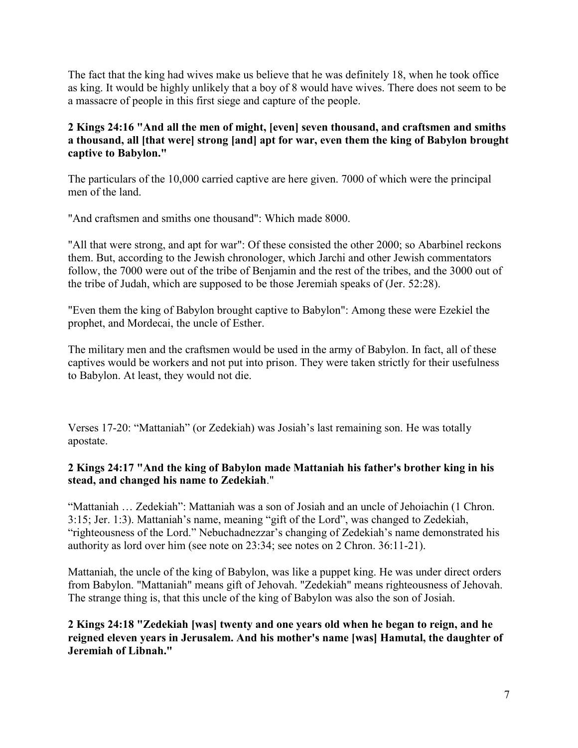The fact that the king had wives make us believe that he was definitely 18, when he took office as king. It would be highly unlikely that a boy of 8 would have wives. There does not seem to be a massacre of people in this first siege and capture of the people.

**2 Kings 24:16 "And all the men of might, [even] seven thousand, and craftsmen and smiths a thousand, all [that were] strong [and] apt for war, even them the king of Babylon brought captive to Babylon."**

The particulars of the 10,000 carried captive are here given. 7000 of which were the principal men of the land.

"And craftsmen and smiths one thousand": Which made 8000.

"All that were strong, and apt for war": Of these consisted the other 2000; so Abarbinel reckons them. But, according to the Jewish chronologer, which Jarchi and other Jewish commentators follow, the 7000 were out of the tribe of Benjamin and the rest of the tribes, and the 3000 out of the tribe of Judah, which are supposed to be those Jeremiah speaks of (Jer. 52:28).

"Even them the king of Babylon brought captive to Babylon": Among these were Ezekiel the prophet, and Mordecai, the uncle of Esther.

The military men and the craftsmen would be used in the army of Babylon. In fact, all of these captives would be workers and not put into prison. They were taken strictly for their usefulness to Babylon. At least, they would not die.

Verses 17-20: "Mattaniah" (or Zedekiah) was Josiah's last remaining son. He was totally apostate.

**2 Kings 24:17 "And the king of Babylon made Mattaniah his father's brother king in his stead, and changed his name to Zedekiah."**

"Mattaniah … Zedekiah": Mattaniah was a son of Josiah and an uncle of Jehoiachin (1 Chron. 3:15; Jer. 1:3). Mattaniah's name, meaning "gift of the Lord", was changed to Zedekiah, "righteousness of the Lord." Nebuchadnezzar's changing of Zedekiah's name demonstrated his authority as lord over him (see note on 23:34; see notes on 2 Chron. 36:11-21).

Mattaniah, the uncle of the king of Babylon, was like a puppet king. He was under direct orders from Babylon. "Mattaniah" means gift of Jehovah. "Zedekiah" means righteousness of Jehovah. The strange thing is, that this uncle of the king of Babylon was also the son of Josiah.

**2 Kings 24:18 "Zedekiah [was] twenty and one years old when he began to reign, and he reigned eleven years in Jerusalem. And his mother's name [was] Hamutal, the daughter of Jeremiah of Libnah."**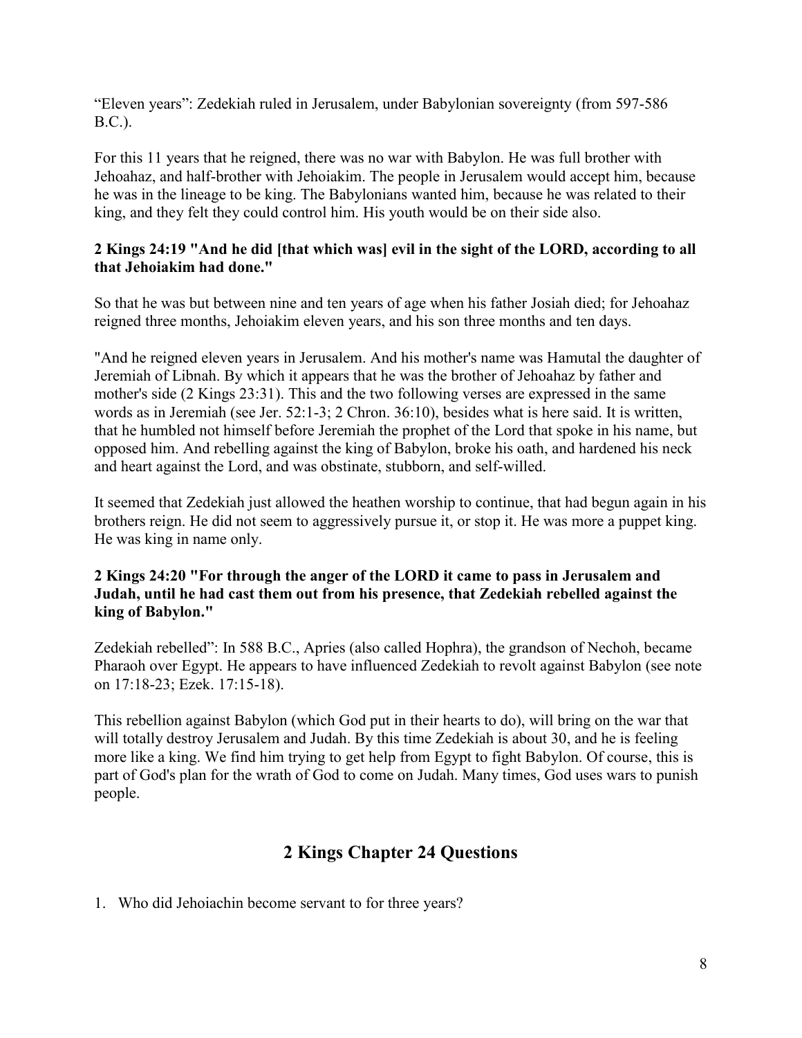“Eleven years”: Zedekiah ruled in Jerusalem, under Babylonian sovereignty (from 597-586 B.C.).

For this 11 years that he reigned, there was no war with Babylon. He was full brother with Jehoahaz, and half-brother with Jehoiakim. The people in Jerusalem would accept him, because he was in the lineage to be king. The Babylonians wanted him, because he was related to their king, and they felt they could control him. His youth would be on their side also.

**2 Kings 24:19 "And he did [that which was] evil in the sight of the LORD, according to all that Jehoiakim had done."**

So that he was but between nine and ten years of age when his father Josiah died; for Jehoahaz reigned three months, Jehoiakim eleven years, and his son three months and ten days.

"And he reigned eleven years in Jerusalem. And his mother's name was Hamutal the daughter of Jeremiah of Libnah. By which it appears that he was the brother of Jehoahaz by father and mother's side (2 Kings 23:31). This and the two following verses are expressed in the same words as in Jeremiah (see Jer. 52:1-3; 2 Chron. 36:10), besides what is here said. It is written, that he humbled not himself before Jeremiah the prophet of the Lord that spoke in his name, but opposed him. And rebelling against the king of Babylon, broke his oath, and hardened his neck and heart against the Lord, and was obstinate, stubborn, and self-willed.

It seemed that Zedekiah just allowed the heathen worship to continue, that had begun again in his brothers reign. He did not seem to aggressively pursue it, or stop it. He was more a puppet king. He was king in name only.

**2 Kings 24:20 "For through the anger of the LORD it came to pass in Jerusalem and Judah, until he had cast them out from his presence, that Zedekiah rebelled against the king of Babylon."**

Zedekiah rebelled”: In 588 B.C., Apries (also called Hophra), the grandson of Nechoh, became Pharaoh over Egypt. He appears to have influenced Zedekiah to revolt against Babylon (see note on 17:18-23; Ezek. 17:15-18).

This rebellion against Babylon (which God put in their hearts to do), will bring on the war that will totally destroy Jerusalem and Judah. By this time Zedekiah is about 30, and he is feeling more like a king. We find him trying to get help from Egypt to fight Babylon. Of course, this is part of God's plan for the wrath of God to come on Judah. Many times, God uses wars to punish people.

## 2 Kings Chapter 24 Questions

1. Who did Jehoiachin become servant to for three years?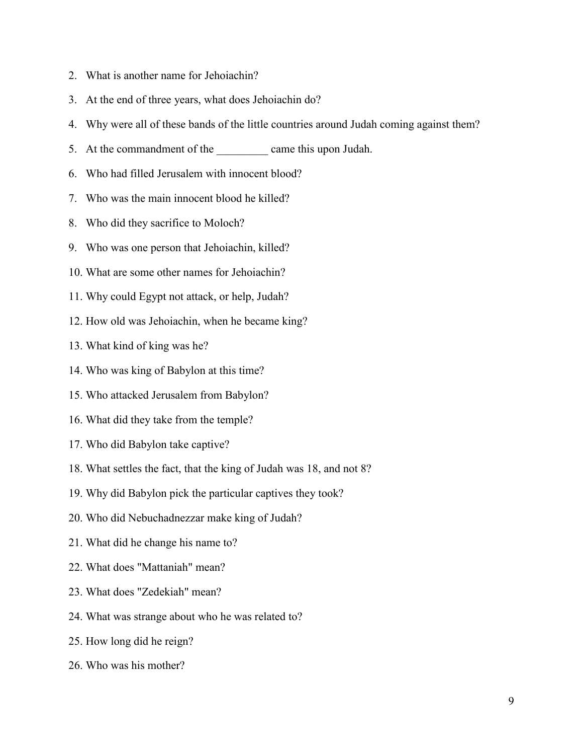2. What is another name for Jehoiachin?
3. At the end of three years, what does Jehoiachin do?
4. Why were all of these bands of the little countries around Judah coming against them?
5. At the commandment of the _________ came this upon Judah.
6. Who had filled Jerusalem with innocent blood?
7. Who was the main innocent blood he killed?
8. Who did they sacrifice to Moloch?
9. Who was one person that Jehoiachin, killed?
10. What are some other names for Jehoiachin?
11. Why could Egypt not attack, or help, Judah?
12. How old was Jehoiachin, when he became king?
13. What kind of king was he?
14. Who was king of Babylon at this time?
15. Who attacked Jerusalem from Babylon?
16. What did they take from the temple?
17. Who did Babylon take captive?
18. What settles the fact, that the king of Judah was 18, and not 8?
19. Why did Babylon pick the particular captives they took?
20. Who did Nebuchadnezzar make king of Judah?
21. What did he change his name to?
22. What does "Mattaniah" mean?
23. What does "Zedekiah" mean?
24. What was strange about who he was related to?
25. How long did he reign?
26. Who was his mother?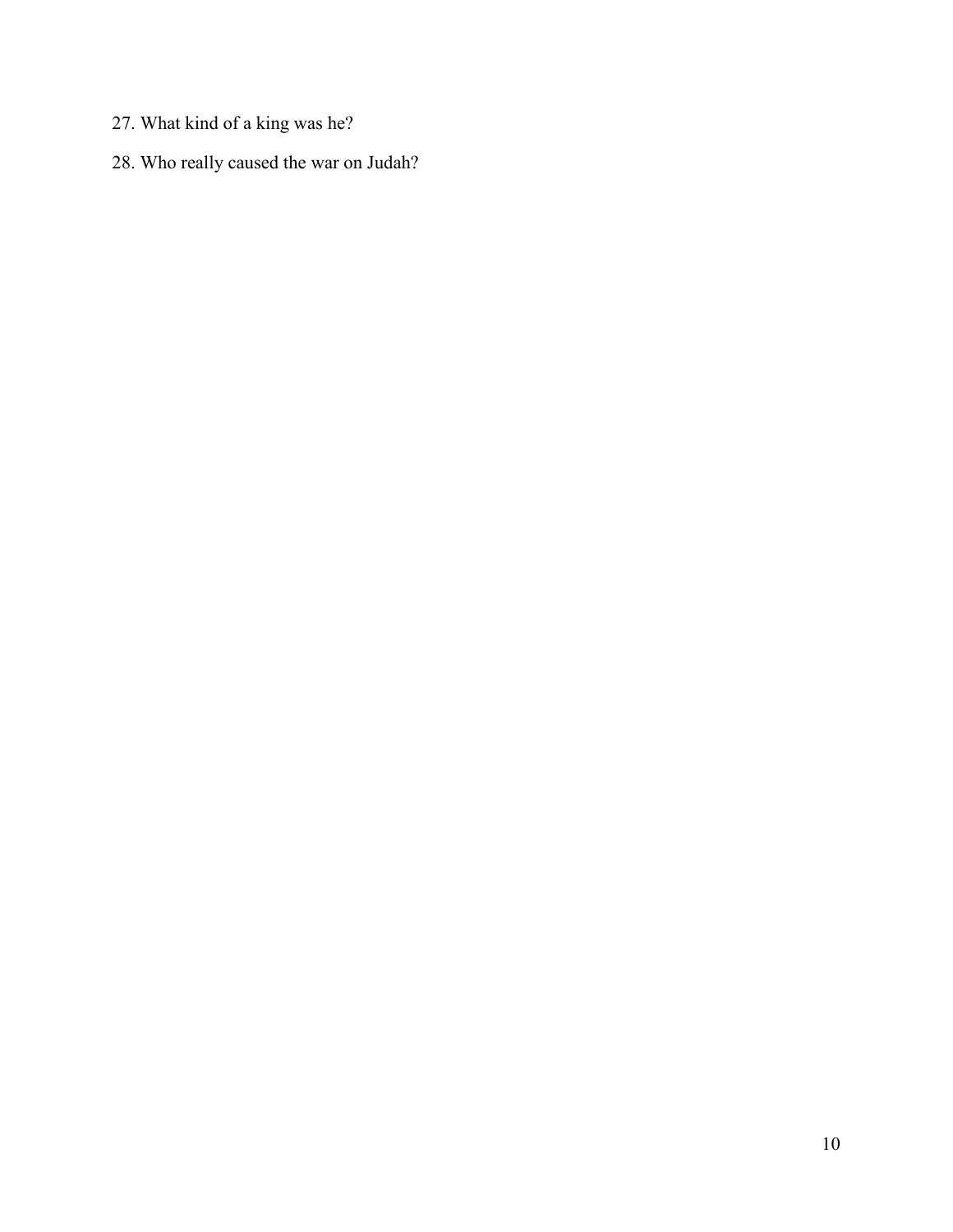27. What kind of a king was he?
28. Who really caused the war on Judah?